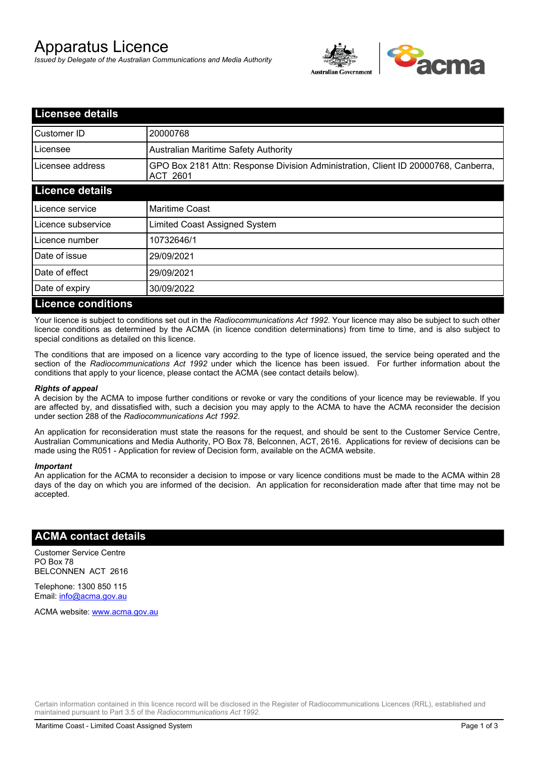# Apparatus Licence

*Issued by Delegate of the Australian Communications and Media Authority*

## Licensee details

| | |
|---|---|
| Customer ID | 20000768 |
| Licensee | Australian Maritime Safety Authority |
| Licensee address | GPO Box 2181 Attn: Response Division Administration, Client ID 20000768, Canberra, ACT 2601 |

## Licence details

| | |
|---|---|
| Licence service | Maritime Coast |
| Licence subservice | Limited Coast Assigned System |
| Licence number | 10732646/1 |
| Date of issue | 29/09/2021 |
| Date of effect | 29/09/2021 |
| Date of expiry | 30/09/2022 |

## Licence conditions

Your licence is subject to conditions set out in the *Radiocommunications Act 1992*. Your licence may also be subject to such other licence conditions as determined by the ACMA (in licence condition determinations) from time to time, and is also subject to special conditions as detailed on this licence.

The conditions that are imposed on a licence vary according to the type of licence issued, the service being operated and the section of the *Radiocommunications Act 1992* under which the licence has been issued. For further information about the conditions that apply to your licence, please contact the ACMA (see contact details below).

### *Rights of appeal*

A decision by the ACMA to impose further conditions or revoke or vary the conditions of your licence may be reviewable. If you are affected by, and dissatisfied with, such a decision you may apply to the ACMA to have the ACMA reconsider the decision under section 288 of the *Radiocommunications Act 1992*.

An application for reconsideration must state the reasons for the request, and should be sent to the Customer Service Centre, Australian Communications and Media Authority, PO Box 78, Belconnen, ACT, 2616. Applications for review of decisions can be made using the R051 - Application for review of Decision form, available on the ACMA website.

### *Important*

An application for the ACMA to reconsider a decision to impose or vary licence conditions must be made to the ACMA within 28 days of the day on which you are informed of the decision. An application for reconsideration made after that time may not be accepted.

## ACMA contact details

Customer Service Centre
PO Box 78
BELCONNEN ACT 2616

Telephone: 1300 850 115
Email: info@acma.gov.au

ACMA website: www.acma.gov.au

Certain information contained in this licence record will be disclosed in the Register of Radiocommunications Licences (RRL), established and maintained pursuant to Part 3.5 of the *Radiocommunications Act 1992.*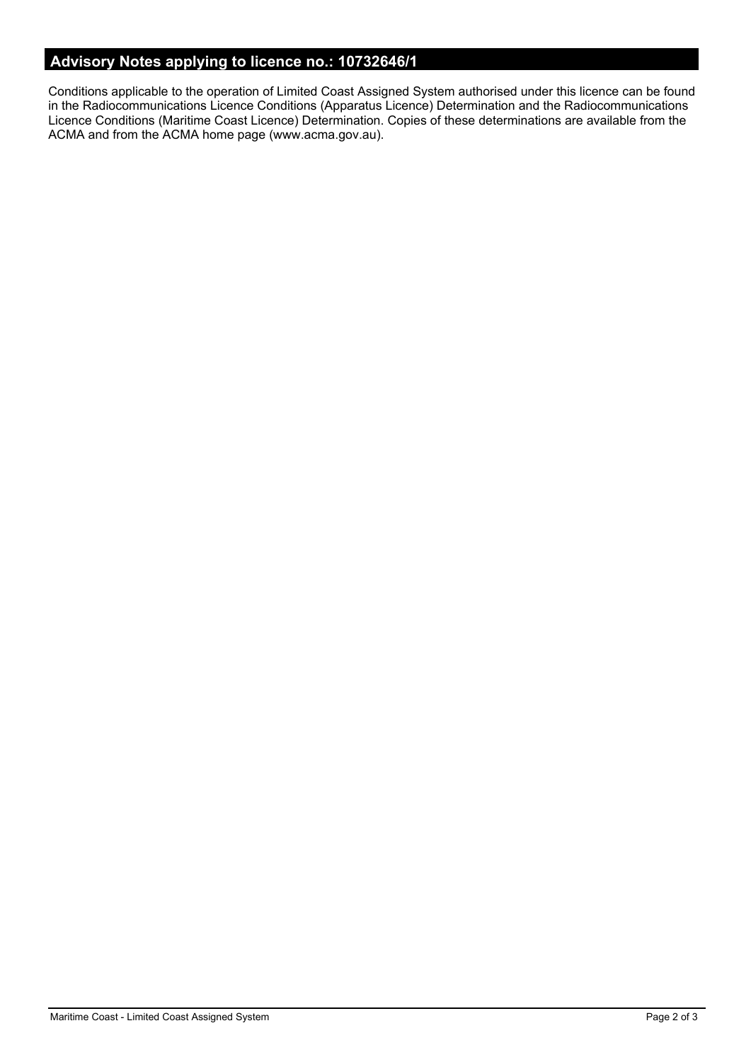## Advisory Notes applying to licence no.: 10732646/1

Conditions applicable to the operation of Limited Coast Assigned System authorised under this licence can be found in the Radiocommunications Licence Conditions (Apparatus Licence) Determination and the Radiocommunications Licence Conditions (Maritime Coast Licence) Determination. Copies of these determinations are available from the ACMA and from the ACMA home page (www.acma.gov.au).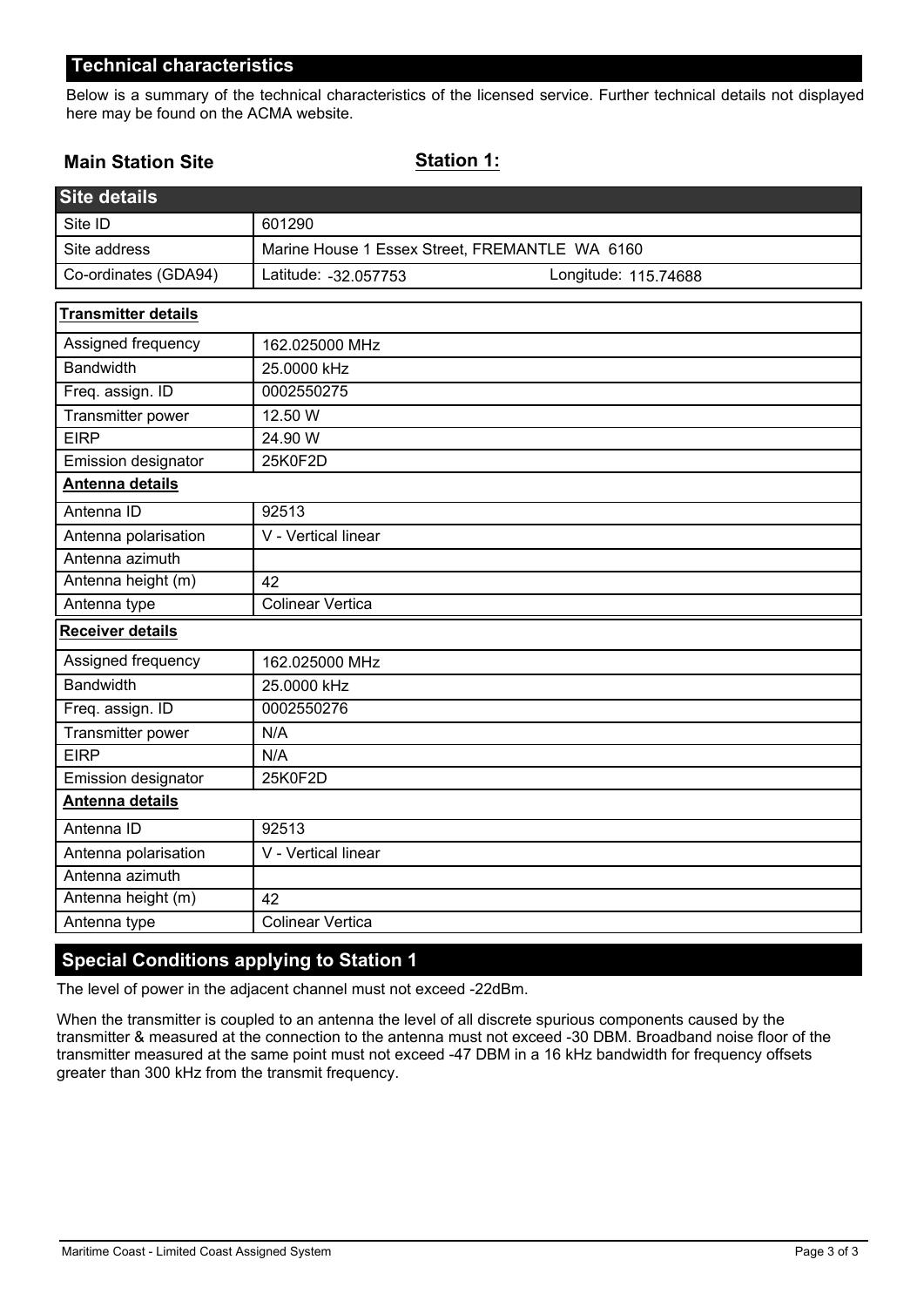## Technical characteristics

Below is a summary of the technical characteristics of the licensed service. Further technical details not displayed here may be found on the ACMA website.

**Main Station Site** **Station 1:**

| Site details | | |
|---|---|---|
| Site ID | 601290 | |
| Site address | Marine House 1 Essex Street, FREMANTLE WA 6160 | |
| Co-ordinates (GDA94) | Latitude: -32.057753 | Longitude: 115.74688 |

| Transmitter details | |
|---|---|
| Assigned frequency | 162.025000 MHz |
| Bandwidth | 25.0000 kHz |
| Freq. assign. ID | 0002550275 |
| Transmitter power | 12.50 W |
| EIRP | 24.90 W |
| Emission designator | 25K0F2D |
| **Antenna details** | |
| Antenna ID | 92513 |
| Antenna polarisation | V - Vertical linear |
| Antenna azimuth | |
| Antenna height (m) | 42 |
| Antenna type | Colinear Vertica |
| **Receiver details** | |
| Assigned frequency | 162.025000 MHz |
| Bandwidth | 25.0000 kHz |
| Freq. assign. ID | 0002550276 |
| Transmitter power | N/A |
| EIRP | N/A |
| Emission designator | 25K0F2D |
| **Antenna details** | |
| Antenna ID | 92513 |
| Antenna polarisation | V - Vertical linear |
| Antenna azimuth | |
| Antenna height (m) | 42 |
| Antenna type | Colinear Vertica |

## Special Conditions applying to Station 1

The level of power in the adjacent channel must not exceed -22dBm.

When the transmitter is coupled to an antenna the level of all discrete spurious components caused by the transmitter & measured at the connection to the antenna must not exceed -30 DBM. Broadband noise floor of the transmitter measured at the same point must not exceed -47 DBM in a 16 kHz bandwidth for frequency offsets greater than 300 kHz from the transmit frequency.